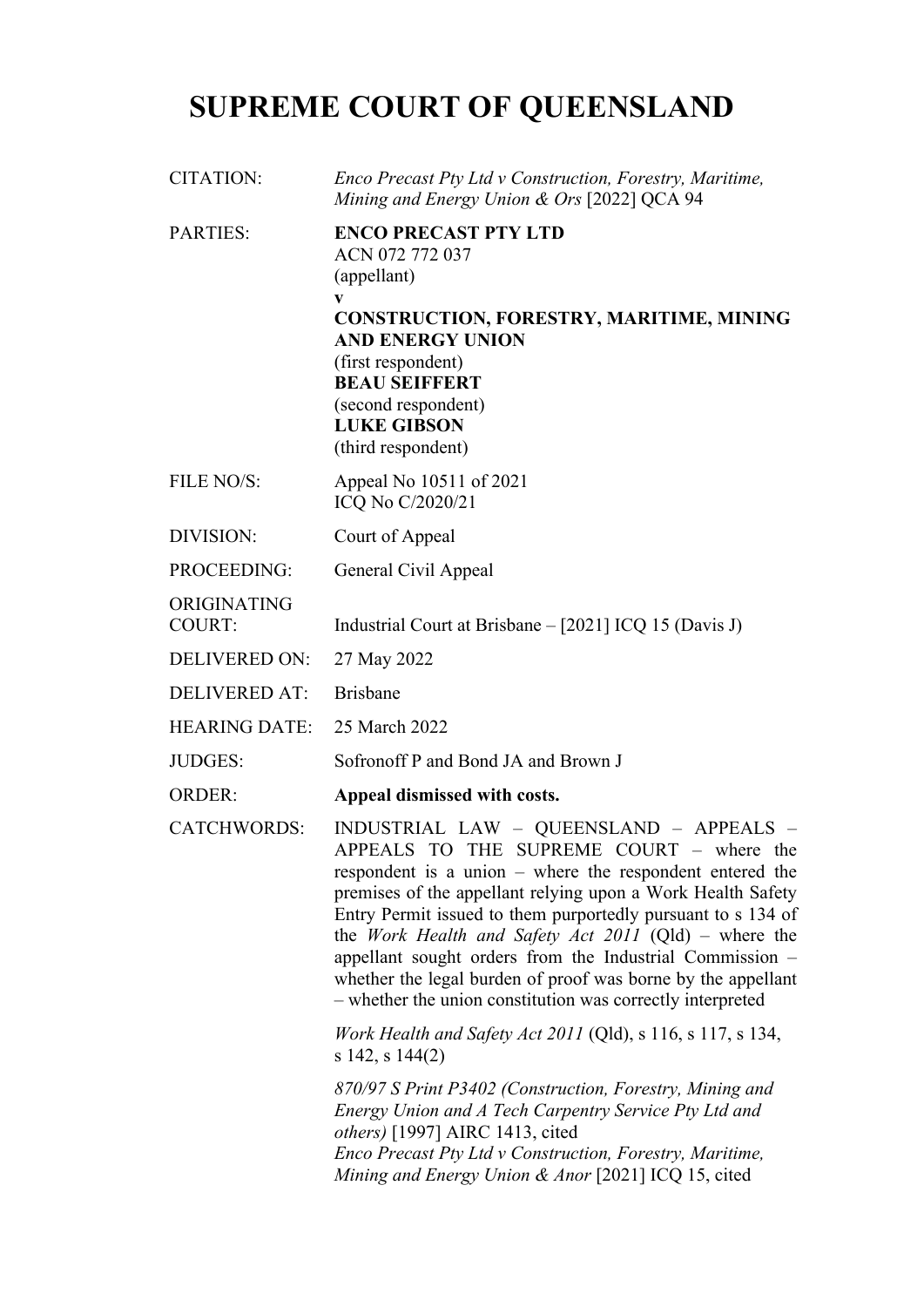# SUPREME COURT OF QUEENSLAND

| | |
|---|---|
| CITATION: | *Enco Precast Pty Ltd v Construction, Forestry, Maritime, Mining and Energy Union & Ors* [2022] QCA 94 |
| PARTIES: | **ENCO PRECAST PTY LTD**<br>ACN 072 772 037<br>(appellant)<br>**v**<br>**CONSTRUCTION, FORESTRY, MARITIME, MINING AND ENERGY UNION**<br>(first respondent)<br>**BEAU SEIFFERT**<br>(second respondent)<br>**LUKE GIBSON**<br>(third respondent) |
| FILE NO/S: | Appeal No 10511 of 2021<br>ICQ No C/2020/21 |
| DIVISION: | Court of Appeal |
| PROCEEDING: | General Civil Appeal |
| ORIGINATING COURT: | Industrial Court at Brisbane – [2021] ICQ 15 (Davis J) |
| DELIVERED ON: | 27 May 2022 |
| DELIVERED AT: | Brisbane |
| HEARING DATE: | 25 March 2022 |
| JUDGES: | Sofronoff P and Bond JA and Brown J |
| ORDER: | **Appeal dismissed with costs.** |
| CATCHWORDS: | INDUSTRIAL LAW – QUEENSLAND – APPEALS – APPEALS TO THE SUPREME COURT – where the respondent is a union – where the respondent entered the premises of the appellant relying upon a Work Health Safety Entry Permit issued to them purportedly pursuant to s 134 of the *Work Health and Safety Act 2011* (Qld) – where the appellant sought orders from the Industrial Commission – whether the legal burden of proof was borne by the appellant – whether the union constitution was correctly interpreted<br><br>*Work Health and Safety Act 2011* (Qld), s 116, s 117, s 134, s 142, s 144(2)<br><br>*870/97 S Print P3402 (Construction, Forestry, Mining and Energy Union and A Tech Carpentry Service Pty Ltd and others)* [1997] AIRC 1413, cited<br>*Enco Precast Pty Ltd v Construction, Forestry, Maritime, Mining and Energy Union & Anor* [2021] ICQ 15, cited |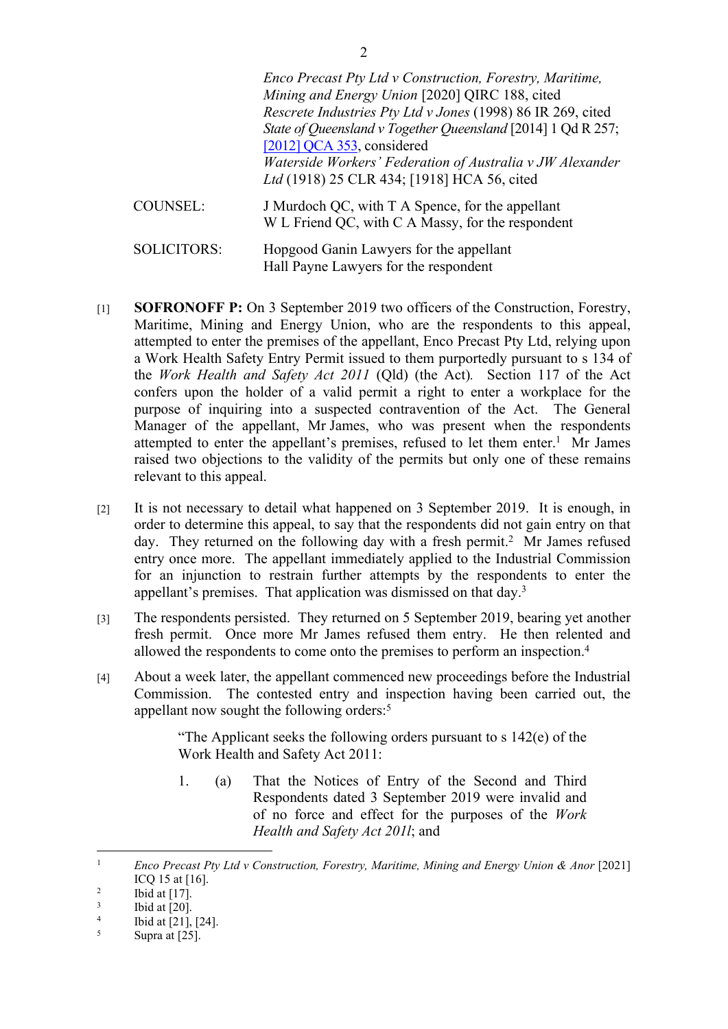*Enco Precast Pty Ltd v Construction, Forestry, Maritime, Mining and Energy Union* [2020] QIRC 188, cited
*Rescrete Industries Pty Ltd v Jones* (1998) 86 IR 269, cited
*State of Queensland v Together Queensland* [2014] 1 Qd R 257; [2012] QCA 353, considered
*Waterside Workers' Federation of Australia v JW Alexander Ltd* (1918) 25 CLR 434; [1918] HCA 56, cited

COUNSEL: J Murdoch QC, with T A Spence, for the appellant
W L Friend QC, with C A Massy, for the respondent

SOLICITORS: Hopgood Ganin Lawyers for the appellant
Hall Payne Lawyers for the respondent

[1] **SOFRONOFF P:** On 3 September 2019 two officers of the Construction, Forestry, Maritime, Mining and Energy Union, who are the respondents to this appeal, attempted to enter the premises of the appellant, Enco Precast Pty Ltd, relying upon a Work Health Safety Entry Permit issued to them purportedly pursuant to s 134 of the *Work Health and Safety Act 2011* (Qld) (the Act). Section 117 of the Act confers upon the holder of a valid permit a right to enter a workplace for the purpose of inquiring into a suspected contravention of the Act. The General Manager of the appellant, Mr James, who was present when the respondents attempted to enter the appellant's premises, refused to let them enter.[1] Mr James raised two objections to the validity of the permits but only one of these remains relevant to this appeal.

[2] It is not necessary to detail what happened on 3 September 2019. It is enough, in order to determine this appeal, to say that the respondents did not gain entry on that day. They returned on the following day with a fresh permit.[2] Mr James refused entry once more. The appellant immediately applied to the Industrial Commission for an injunction to restrain further attempts by the respondents to enter the appellant's premises. That application was dismissed on that day.[3]

[3] The respondents persisted. They returned on 5 September 2019, bearing yet another fresh permit. Once more Mr James refused them entry. He then relented and allowed the respondents to come onto the premises to perform an inspection.[4]

[4] About a week later, the appellant commenced new proceedings before the Industrial Commission. The contested entry and inspection having been carried out, the appellant now sought the following orders:[5]

> "The Applicant seeks the following orders pursuant to s 142(e) of the Work Health and Safety Act 2011:
>
> 1. (a) That the Notices of Entry of the Second and Third Respondents dated 3 September 2019 were invalid and of no force and effect for the purposes of the *Work Health and Safety Act 2011*; and

---

[1] *Enco Precast Pty Ltd v Construction, Forestry, Maritime, Mining and Energy Union & Anor* [2021] ICQ 15 at [16].
[2] Ibid at [17].
[3] Ibid at [20].
[4] Ibid at [21], [24].
[5] Supra at [25].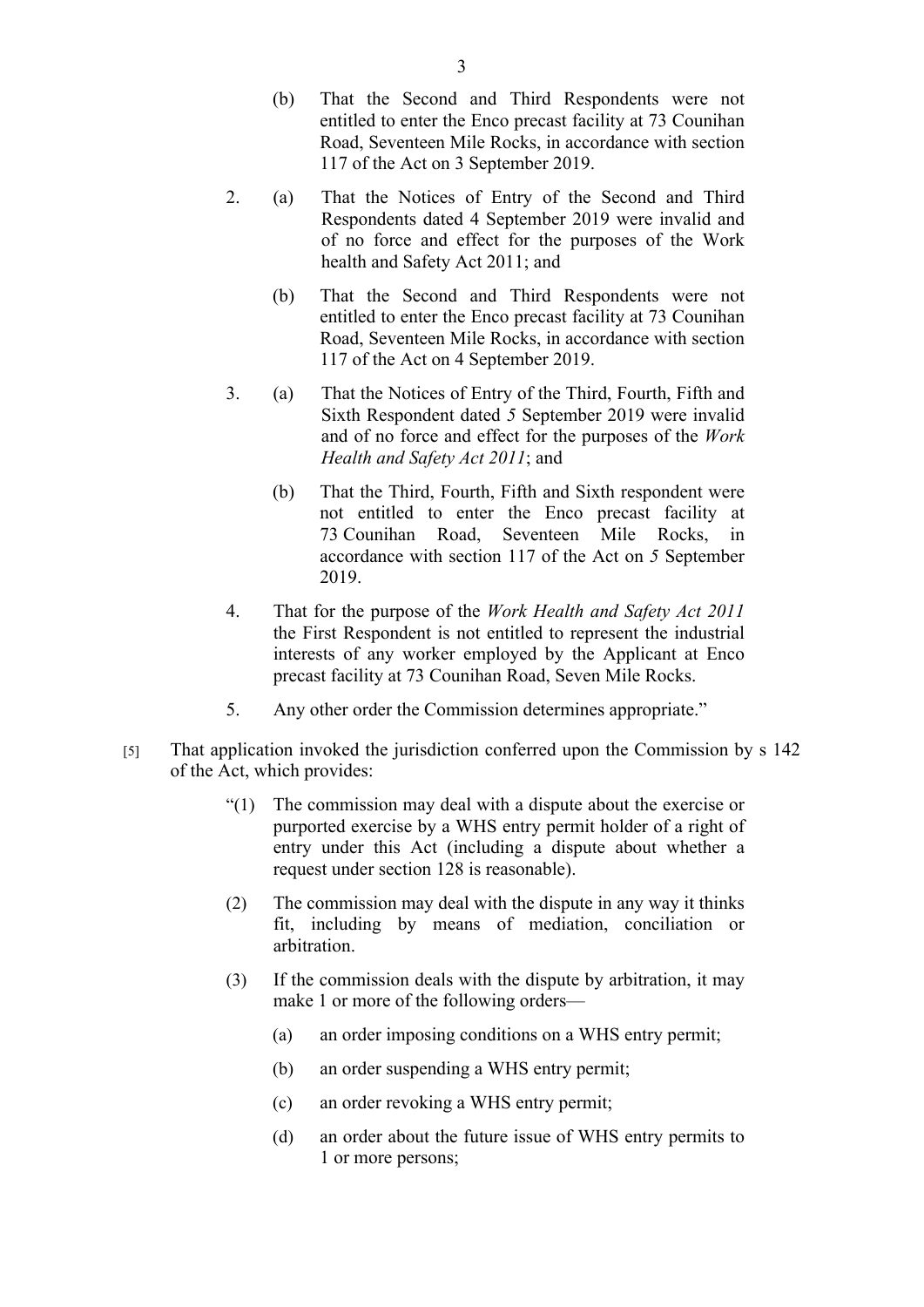(b) That the Second and Third Respondents were not entitled to enter the Enco precast facility at 73 Counihan Road, Seventeen Mile Rocks, in accordance with section 117 of the Act on 3 September 2019.

2. (a) That the Notices of Entry of the Second and Third Respondents dated 4 September 2019 were invalid and of no force and effect for the purposes of the Work health and Safety Act 2011; and

   (b) That the Second and Third Respondents were not entitled to enter the Enco precast facility at 73 Counihan Road, Seventeen Mile Rocks, in accordance with section 117 of the Act on 4 September 2019.

3. (a) That the Notices of Entry of the Third, Fourth, Fifth and Sixth Respondent dated *5* September 2019 were invalid and of no force and effect for the purposes of the *Work Health and Safety Act 2011*; and

   (b) That the Third, Fourth, Fifth and Sixth respondent were not entitled to enter the Enco precast facility at 73 Counihan Road, Seventeen Mile Rocks, in accordance with section 117 of the Act on *5* September 2019.

4. That for the purpose of the *Work Health and Safety Act 2011* the First Respondent is not entitled to represent the industrial interests of any worker employed by the Applicant at Enco precast facility at 73 Counihan Road, Seven Mile Rocks.

5. Any other order the Commission determines appropriate."

[5] That application invoked the jurisdiction conferred upon the Commission by s 142 of the Act, which provides:

> "(1) The commission may deal with a dispute about the exercise or purported exercise by a WHS entry permit holder of a right of entry under this Act (including a dispute about whether a request under section 128 is reasonable).
>
> (2) The commission may deal with the dispute in any way it thinks fit, including by means of mediation, conciliation or arbitration.
>
> (3) If the commission deals with the dispute by arbitration, it may make 1 or more of the following orders—
>
> (a) an order imposing conditions on a WHS entry permit;
>
> (b) an order suspending a WHS entry permit;
>
> (c) an order revoking a WHS entry permit;
>
> (d) an order about the future issue of WHS entry permits to 1 or more persons;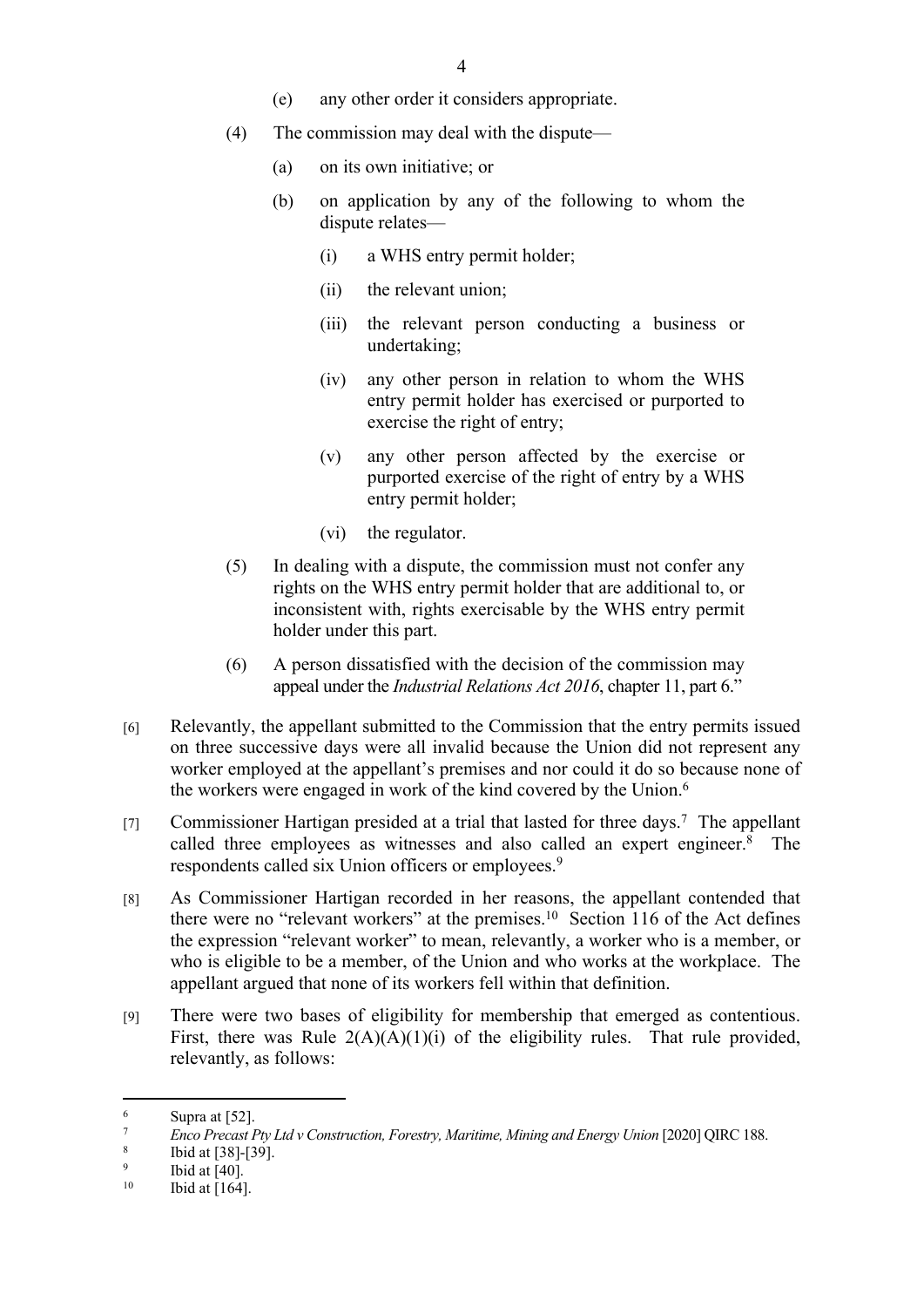(e) any other order it considers appropriate.

(4) The commission may deal with the dispute—

(a) on its own initiative; or

(b) on application by any of the following to whom the dispute relates—

(i) a WHS entry permit holder;

(ii) the relevant union;

(iii) the relevant person conducting a business or undertaking;

(iv) any other person in relation to whom the WHS entry permit holder has exercised or purported to exercise the right of entry;

(v) any other person affected by the exercise or purported exercise of the right of entry by a WHS entry permit holder;

(vi) the regulator.

(5) In dealing with a dispute, the commission must not confer any rights on the WHS entry permit holder that are additional to, or inconsistent with, rights exercisable by the WHS entry permit holder under this part.

(6) A person dissatisfied with the decision of the commission may appeal under the *Industrial Relations Act 2016*, chapter 11, part 6."

[6] Relevantly, the appellant submitted to the Commission that the entry permits issued on three successive days were all invalid because the Union did not represent any worker employed at the appellant's premises and nor could it do so because none of the workers were engaged in work of the kind covered by the Union.[6]

[7] Commissioner Hartigan presided at a trial that lasted for three days.[7] The appellant called three employees as witnesses and also called an expert engineer.[8] The respondents called six Union officers or employees.[9]

[8] As Commissioner Hartigan recorded in her reasons, the appellant contended that there were no "relevant workers" at the premises.[10] Section 116 of the Act defines the expression "relevant worker" to mean, relevantly, a worker who is a member, or who is eligible to be a member, of the Union and who works at the workplace. The appellant argued that none of its workers fell within that definition.

[9] There were two bases of eligibility for membership that emerged as contentious. First, there was Rule 2(A)(A)(1)(i) of the eligibility rules. That rule provided, relevantly, as follows:

---

[6] Supra at [52].

[7] *Enco Precast Pty Ltd v Construction, Forestry, Maritime, Mining and Energy Union* [2020] QIRC 188.

[8] Ibid at [38]-[39].

[9] Ibid at [40].

[10] Ibid at [164].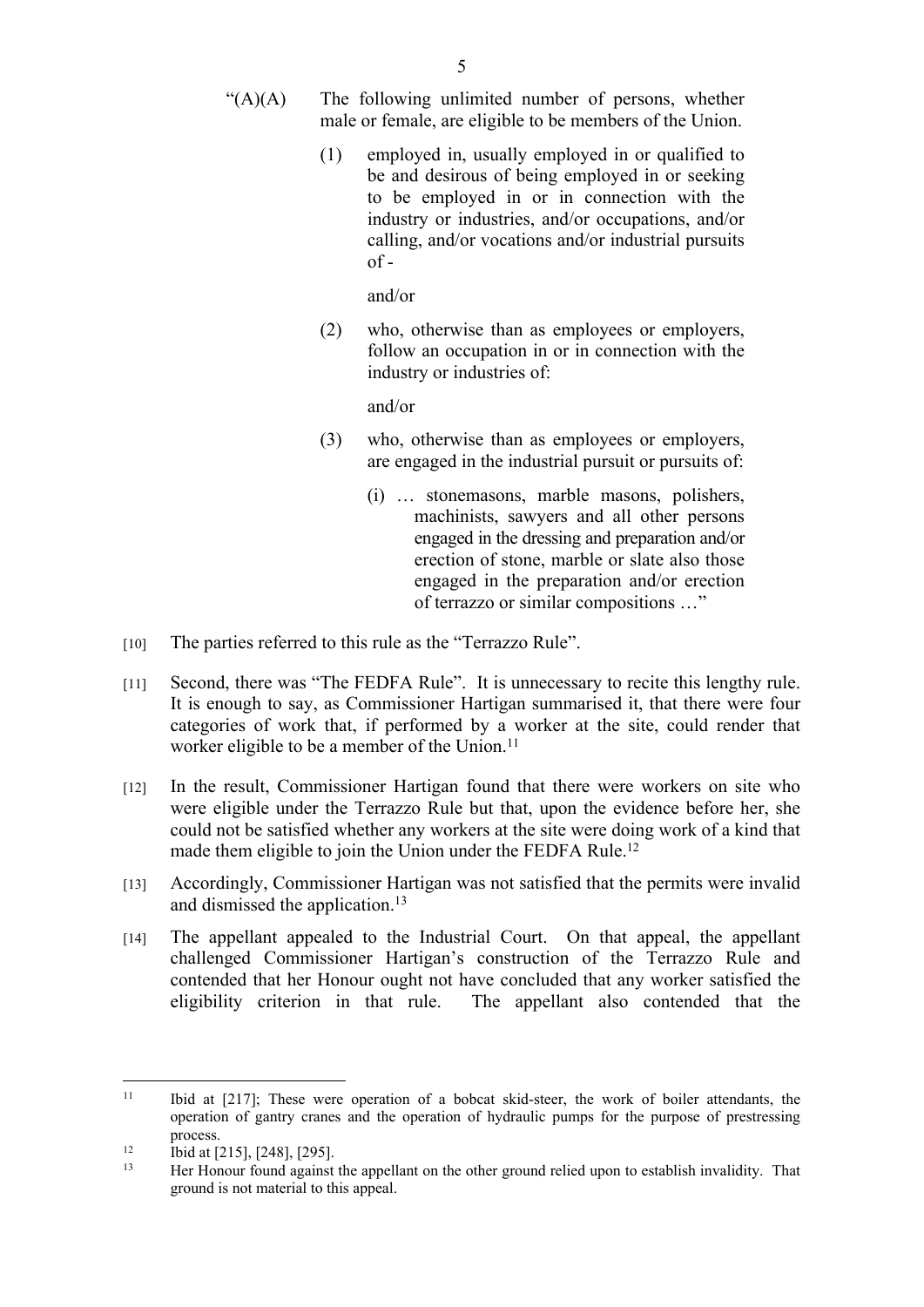> "(A)(A) The following unlimited number of persons, whether male or female, are eligible to be members of the Union.
>
> (1) employed in, usually employed in or qualified to be and desirous of being employed in or seeking to be employed in or in connection with the industry or industries, and/or occupations, and/or calling, and/or vocations and/or industrial pursuits of -
>
> and/or
>
> (2) who, otherwise than as employees or employers, follow an occupation in or in connection with the industry or industries of:
>
> and/or
>
> (3) who, otherwise than as employees or employers, are engaged in the industrial pursuit or pursuits of:
>
> (i) … stonemasons, marble masons, polishers, machinists, sawyers and all other persons engaged in the dressing and preparation and/or erection of stone, marble or slate also those engaged in the preparation and/or erection of terrazzo or similar compositions …"

[10] The parties referred to this rule as the "Terrazzo Rule".

[11] Second, there was "The FEDFA Rule". It is unnecessary to recite this lengthy rule. It is enough to say, as Commissioner Hartigan summarised it, that there were four categories of work that, if performed by a worker at the site, could render that worker eligible to be a member of the Union.[11]

[12] In the result, Commissioner Hartigan found that there were workers on site who were eligible under the Terrazzo Rule but that, upon the evidence before her, she could not be satisfied whether any workers at the site were doing work of a kind that made them eligible to join the Union under the FEDFA Rule.[12]

[13] Accordingly, Commissioner Hartigan was not satisfied that the permits were invalid and dismissed the application.[13]

[14] The appellant appealed to the Industrial Court. On that appeal, the appellant challenged Commissioner Hartigan's construction of the Terrazzo Rule and contended that her Honour ought not have concluded that any worker satisfied the eligibility criterion in that rule. The appellant also contended that the

---

[11] Ibid at [217]; These were operation of a bobcat skid-steer, the work of boiler attendants, the operation of gantry cranes and the operation of hydraulic pumps for the purpose of prestressing process.

[12] Ibid at [215], [248], [295].

[13] Her Honour found against the appellant on the other ground relied upon to establish invalidity. That ground is not material to this appeal.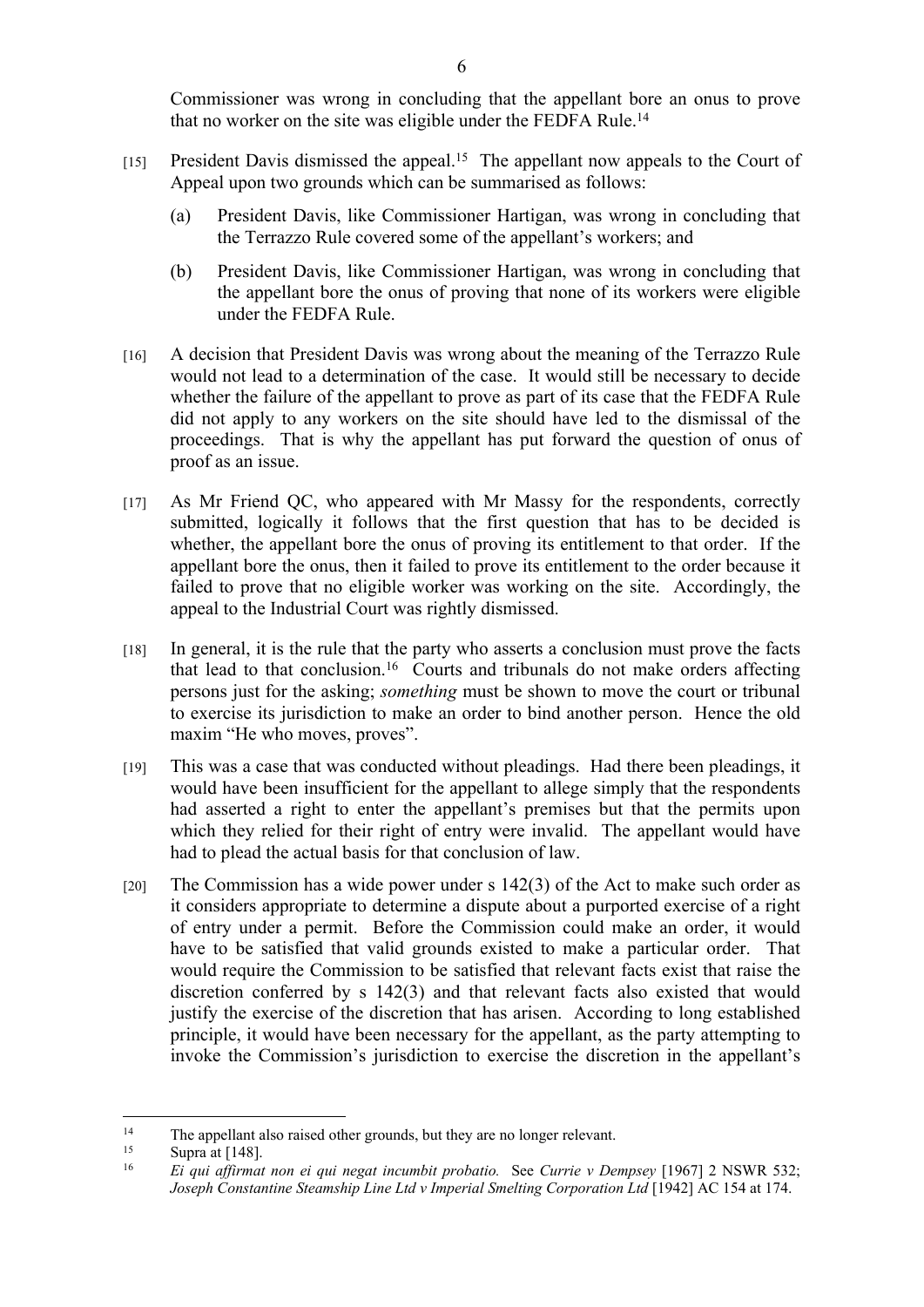Commissioner was wrong in concluding that the appellant bore an onus to prove that no worker on the site was eligible under the FEDFA Rule.[14]

[15] President Davis dismissed the appeal.[15] The appellant now appeals to the Court of Appeal upon two grounds which can be summarised as follows:

(a) President Davis, like Commissioner Hartigan, was wrong in concluding that the Terrazzo Rule covered some of the appellant's workers; and

(b) President Davis, like Commissioner Hartigan, was wrong in concluding that the appellant bore the onus of proving that none of its workers were eligible under the FEDFA Rule.

[16] A decision that President Davis was wrong about the meaning of the Terrazzo Rule would not lead to a determination of the case. It would still be necessary to decide whether the failure of the appellant to prove as part of its case that the FEDFA Rule did not apply to any workers on the site should have led to the dismissal of the proceedings. That is why the appellant has put forward the question of onus of proof as an issue.

[17] As Mr Friend QC, who appeared with Mr Massy for the respondents, correctly submitted, logically it follows that the first question that has to be decided is whether, the appellant bore the onus of proving its entitlement to that order. If the appellant bore the onus, then it failed to prove its entitlement to the order because it failed to prove that no eligible worker was working on the site. Accordingly, the appeal to the Industrial Court was rightly dismissed.

[18] In general, it is the rule that the party who asserts a conclusion must prove the facts that lead to that conclusion.[16] Courts and tribunals do not make orders affecting persons just for the asking; *something* must be shown to move the court or tribunal to exercise its jurisdiction to make an order to bind another person. Hence the old maxim "He who moves, proves".

[19] This was a case that was conducted without pleadings. Had there been pleadings, it would have been insufficient for the appellant to allege simply that the respondents had asserted a right to enter the appellant's premises but that the permits upon which they relied for their right of entry were invalid. The appellant would have had to plead the actual basis for that conclusion of law.

[20] The Commission has a wide power under s 142(3) of the Act to make such order as it considers appropriate to determine a dispute about a purported exercise of a right of entry under a permit. Before the Commission could make an order, it would have to be satisfied that valid grounds existed to make a particular order. That would require the Commission to be satisfied that relevant facts exist that raise the discretion conferred by s 142(3) and that relevant facts also existed that would justify the exercise of the discretion that has arisen. According to long established principle, it would have been necessary for the appellant, as the party attempting to invoke the Commission's jurisdiction to exercise the discretion in the appellant's

---

[14] The appellant also raised other grounds, but they are no longer relevant.

[15] Supra at [148].

[16] *Ei qui affirmat non ei qui negat incumbit probatio.* See *Currie v Dempsey* [1967] 2 NSWR 532; *Joseph Constantine Steamship Line Ltd v Imperial Smelting Corporation Ltd* [1942] AC 154 at 174.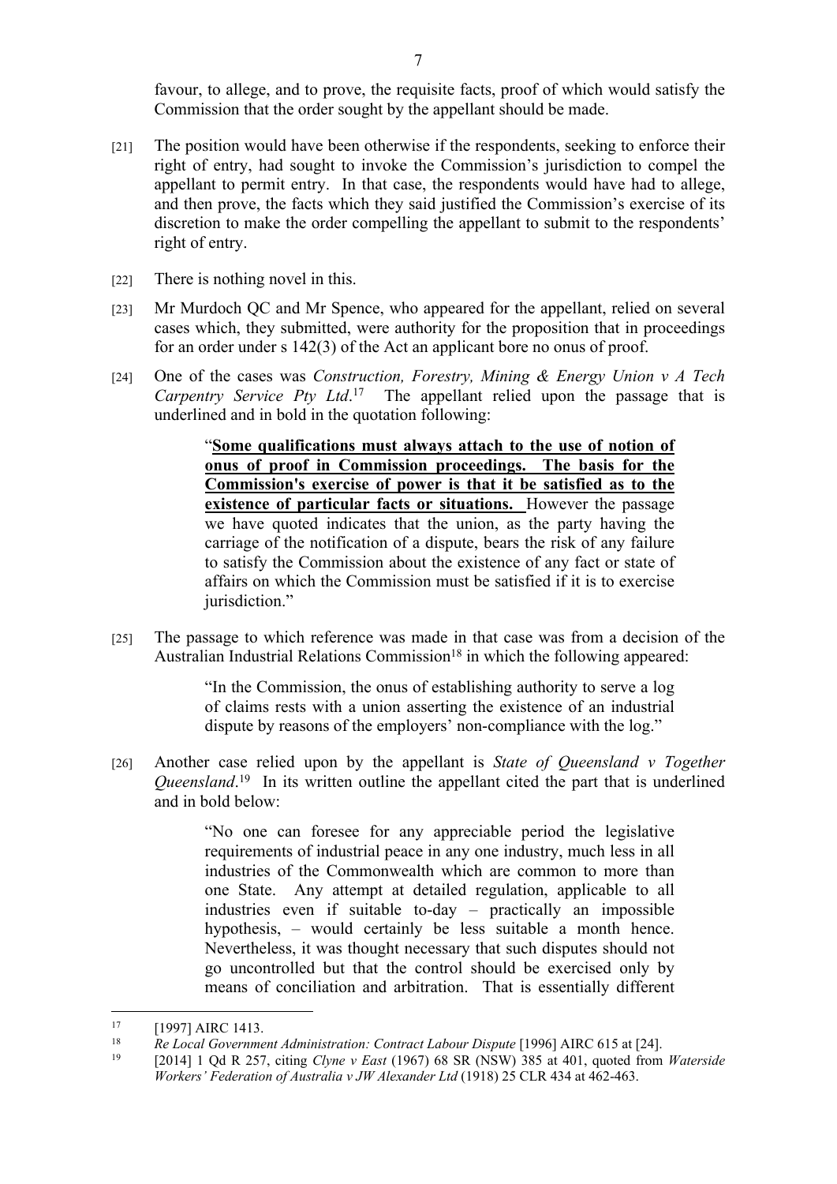favour, to allege, and to prove, the requisite facts, proof of which would satisfy the Commission that the order sought by the appellant should be made.

[21] The position would have been otherwise if the respondents, seeking to enforce their right of entry, had sought to invoke the Commission's jurisdiction to compel the appellant to permit entry. In that case, the respondents would have had to allege, and then prove, the facts which they said justified the Commission's exercise of its discretion to make the order compelling the appellant to submit to the respondents' right of entry.

[22] There is nothing novel in this.

[23] Mr Murdoch QC and Mr Spence, who appeared for the appellant, relied on several cases which, they submitted, were authority for the proposition that in proceedings for an order under s 142(3) of the Act an applicant bore no onus of proof.

[24] One of the cases was *Construction, Forestry, Mining & Energy Union v A Tech Carpentry Service Pty Ltd*.[17] The appellant relied upon the passage that is underlined and in bold in the quotation following:

> "<u>**Some qualifications must always attach to the use of notion of onus of proof in Commission proceedings. The basis for the Commission's exercise of power is that it be satisfied as to the existence of particular facts or situations.**</u> However the passage we have quoted indicates that the union, as the party having the carriage of the notification of a dispute, bears the risk of any failure to satisfy the Commission about the existence of any fact or state of affairs on which the Commission must be satisfied if it is to exercise jurisdiction."

[25] The passage to which reference was made in that case was from a decision of the Australian Industrial Relations Commission[18] in which the following appeared:

> "In the Commission, the onus of establishing authority to serve a log of claims rests with a union asserting the existence of an industrial dispute by reasons of the employers' non-compliance with the log."

[26] Another case relied upon by the appellant is *State of Queensland v Together Queensland*.[19] In its written outline the appellant cited the part that is underlined and in bold below:

> "No one can foresee for any appreciable period the legislative requirements of industrial peace in any one industry, much less in all industries of the Commonwealth which are common to more than one State. Any attempt at detailed regulation, applicable to all industries even if suitable to-day – practically an impossible hypothesis, – would certainly be less suitable a month hence. Nevertheless, it was thought necessary that such disputes should not go uncontrolled but that the control should be exercised only by means of conciliation and arbitration. That is essentially different

---

[17] [1997] AIRC 1413.

[18] *Re Local Government Administration: Contract Labour Dispute* [1996] AIRC 615 at [24].

[19] [2014] 1 Qd R 257, citing *Clyne v East* (1967) 68 SR (NSW) 385 at 401, quoted from *Waterside Workers' Federation of Australia v JW Alexander Ltd* (1918) 25 CLR 434 at 462-463.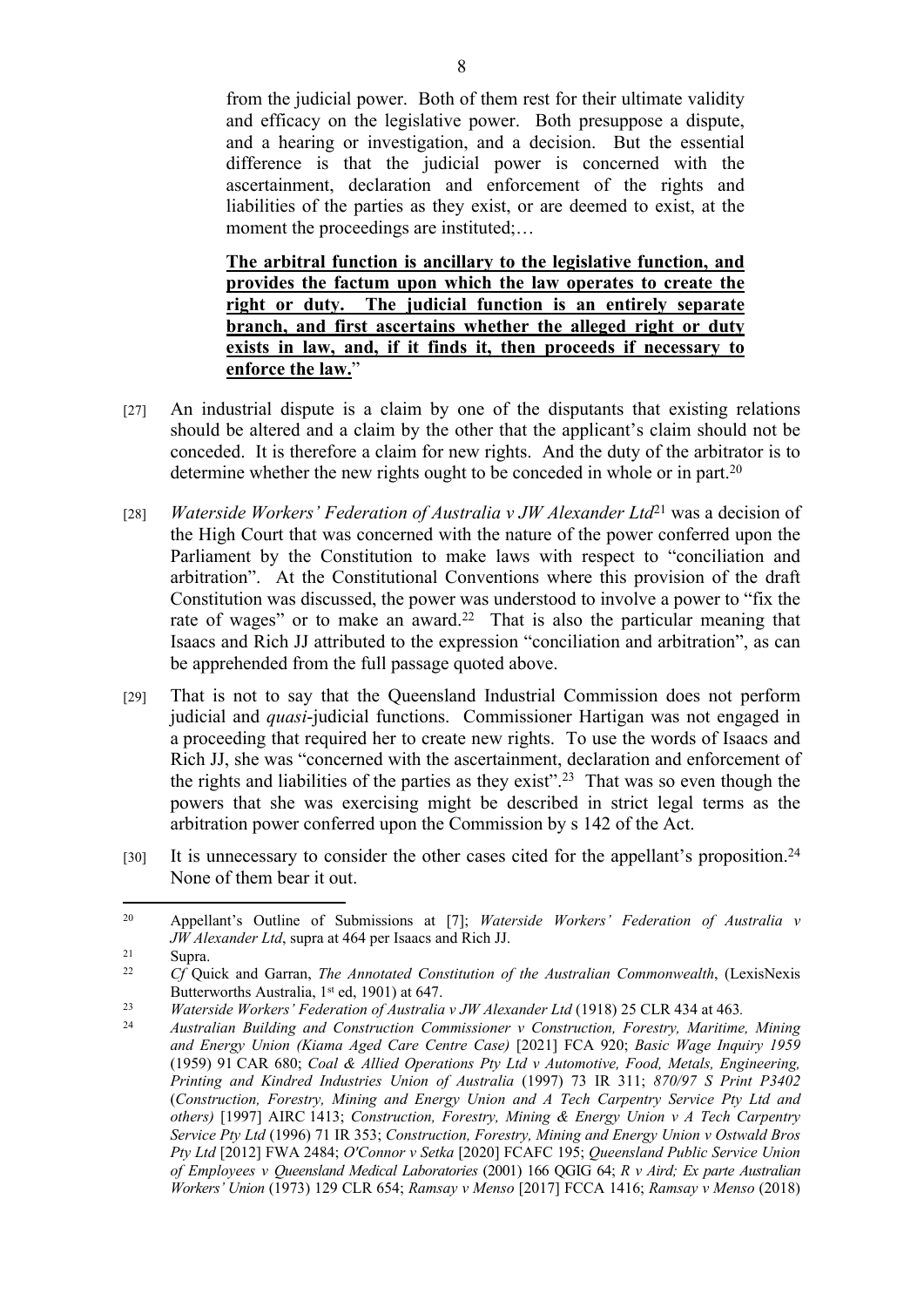> from the judicial power. Both of them rest for their ultimate validity and efficacy on the legislative power. Both presuppose a dispute, and a hearing or investigation, and a decision. But the essential difference is that the judicial power is concerned with the ascertainment, declaration and enforcement of the rights and liabilities of the parties as they exist, or are deemed to exist, at the moment the proceedings are instituted;…
>
> **The arbitral function is ancillary to the legislative function, and provides the factum upon which the law operates to create the right or duty. The judicial function is an entirely separate branch, and first ascertains whether the alleged right or duty exists in law, and, if it finds it, then proceeds if necessary to enforce the law.**"

[27] An industrial dispute is a claim by one of the disputants that existing relations should be altered and a claim by the other that the applicant's claim should not be conceded. It is therefore a claim for new rights. And the duty of the arbitrator is to determine whether the new rights ought to be conceded in whole or in part.[20]

[28] *Waterside Workers' Federation of Australia v JW Alexander Ltd*[21] was a decision of the High Court that was concerned with the nature of the power conferred upon the Parliament by the Constitution to make laws with respect to "conciliation and arbitration". At the Constitutional Conventions where this provision of the draft Constitution was discussed, the power was understood to involve a power to "fix the rate of wages" or to make an award.[22] That is also the particular meaning that Isaacs and Rich JJ attributed to the expression "conciliation and arbitration", as can be apprehended from the full passage quoted above.

[29] That is not to say that the Queensland Industrial Commission does not perform judicial and *quasi*-judicial functions. Commissioner Hartigan was not engaged in a proceeding that required her to create new rights. To use the words of Isaacs and Rich JJ, she was "concerned with the ascertainment, declaration and enforcement of the rights and liabilities of the parties as they exist".[23] That was so even though the powers that she was exercising might be described in strict legal terms as the arbitration power conferred upon the Commission by s 142 of the Act.

[30] It is unnecessary to consider the other cases cited for the appellant's proposition.[24] None of them bear it out.

---

[20] Appellant's Outline of Submissions at [7]; *Waterside Workers' Federation of Australia v JW Alexander Ltd*, supra at 464 per Isaacs and Rich JJ.

[21] Supra.

[22] *Cf* Quick and Garran, *The Annotated Constitution of the Australian Commonwealth*, (LexisNexis Butterworths Australia, 1st ed, 1901) at 647.

[23] *Waterside Workers' Federation of Australia v JW Alexander Ltd* (1918) 25 CLR 434 at 463.

[24] *Australian Building and Construction Commissioner v Construction, Forestry, Maritime, Mining and Energy Union (Kiama Aged Care Centre Case)* [2021] FCA 920; *Basic Wage Inquiry 1959* (1959) 91 CAR 680; *Coal & Allied Operations Pty Ltd v Automotive, Food, Metals, Engineering, Printing and Kindred Industries Union of Australia* (1997) 73 IR 311; *870/97 S Print P3402* (*Construction, Forestry, Mining and Energy Union and A Tech Carpentry Service Pty Ltd and others)* [1997] AIRC 1413; *Construction, Forestry, Mining & Energy Union v A Tech Carpentry Service Pty Ltd* (1996) 71 IR 353; *Construction, Forestry, Mining and Energy Union v Ostwald Bros Pty Ltd* [2012] FWA 2484; *O'Connor v Setka* [2020] FCAFC 195; *Queensland Public Service Union of Employees v Queensland Medical Laboratories* (2001) 166 QGIG 64; *R v Aird; Ex parte Australian Workers' Union* (1973) 129 CLR 654; *Ramsay v Menso* [2017] FCCA 1416; *Ramsay v Menso* (2018)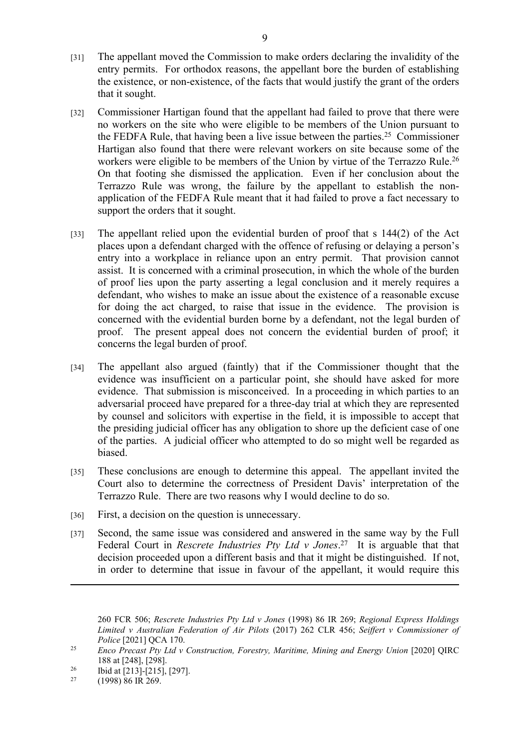[31] The appellant moved the Commission to make orders declaring the invalidity of the entry permits. For orthodox reasons, the appellant bore the burden of establishing the existence, or non-existence, of the facts that would justify the grant of the orders that it sought.

[32] Commissioner Hartigan found that the appellant had failed to prove that there were no workers on the site who were eligible to be members of the Union pursuant to the FEDFA Rule, that having been a live issue between the parties.[25] Commissioner Hartigan also found that there were relevant workers on site because some of the workers were eligible to be members of the Union by virtue of the Terrazzo Rule.[26] On that footing she dismissed the application. Even if her conclusion about the Terrazzo Rule was wrong, the failure by the appellant to establish the non-application of the FEDFA Rule meant that it had failed to prove a fact necessary to support the orders that it sought.

[33] The appellant relied upon the evidential burden of proof that s 144(2) of the Act places upon a defendant charged with the offence of refusing or delaying a person's entry into a workplace in reliance upon an entry permit. That provision cannot assist. It is concerned with a criminal prosecution, in which the whole of the burden of proof lies upon the party asserting a legal conclusion and it merely requires a defendant, who wishes to make an issue about the existence of a reasonable excuse for doing the act charged, to raise that issue in the evidence. The provision is concerned with the evidential burden borne by a defendant, not the legal burden of proof. The present appeal does not concern the evidential burden of proof; it concerns the legal burden of proof.

[34] The appellant also argued (faintly) that if the Commissioner thought that the evidence was insufficient on a particular point, she should have asked for more evidence. That submission is misconceived. In a proceeding in which parties to an adversarial proceed have prepared for a three-day trial at which they are represented by counsel and solicitors with expertise in the field, it is impossible to accept that the presiding judicial officer has any obligation to shore up the deficient case of one of the parties. A judicial officer who attempted to do so might well be regarded as biased.

[35] These conclusions are enough to determine this appeal. The appellant invited the Court also to determine the correctness of President Davis' interpretation of the Terrazzo Rule. There are two reasons why I would decline to do so.

[36] First, a decision on the question is unnecessary.

[37] Second, the same issue was considered and answered in the same way by the Full Federal Court in *Rescrete Industries Pty Ltd v Jones*.[27] It is arguable that that decision proceeded upon a different basis and that it might be distinguished. If not, in order to determine that issue in favour of the appellant, it would require this

---

260 FCR 506; *Rescrete Industries Pty Ltd v Jones* (1998) 86 IR 269; *Regional Express Holdings Limited v Australian Federation of Air Pilots* (2017) 262 CLR 456; *Seiffert v Commissioner of Police* [2021] QCA 170.

[25] *Enco Precast Pty Ltd v Construction, Forestry, Maritime, Mining and Energy Union* [2020] QIRC 188 at [248], [298].

[26] Ibid at [213]-[215], [297].

[27] (1998) 86 IR 269.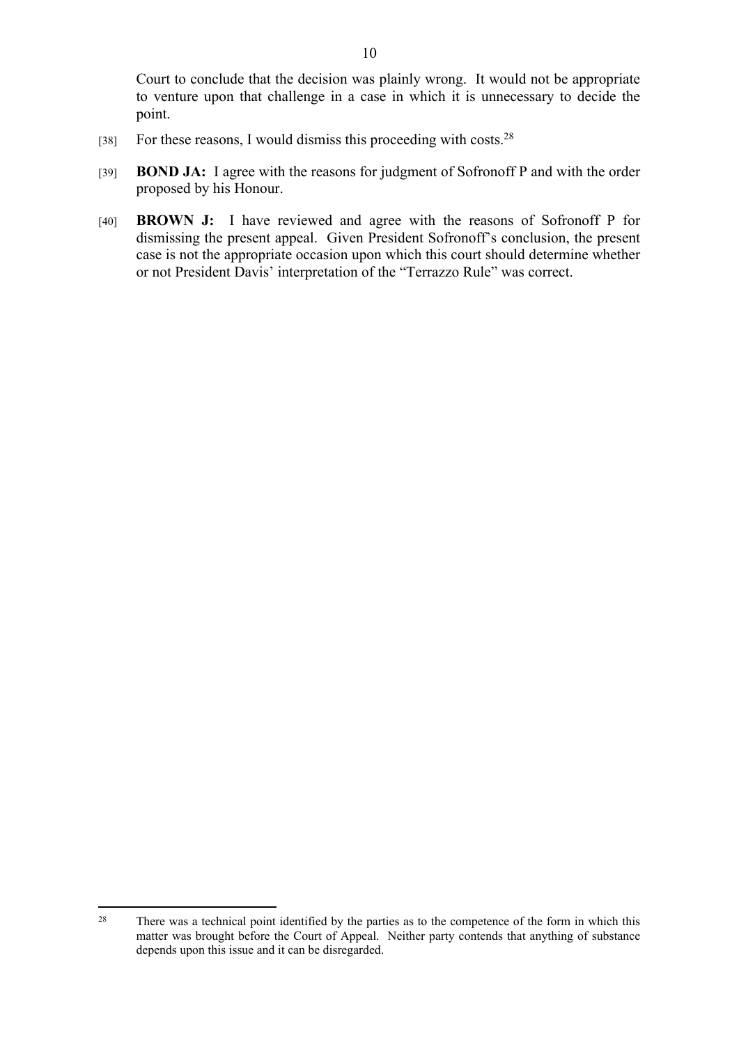Court to conclude that the decision was plainly wrong. It would not be appropriate to venture upon that challenge in a case in which it is unnecessary to decide the point.

[38] For these reasons, I would dismiss this proceeding with costs.[28]

[39] **BOND JA:** I agree with the reasons for judgment of Sofronoff P and with the order proposed by his Honour.

[40] **BROWN J:** I have reviewed and agree with the reasons of Sofronoff P for dismissing the present appeal. Given President Sofronoff's conclusion, the present case is not the appropriate occasion upon which this court should determine whether or not President Davis' interpretation of the "Terrazzo Rule" was correct.

---

[28] There was a technical point identified by the parties as to the competence of the form in which this matter was brought before the Court of Appeal. Neither party contends that anything of substance depends upon this issue and it can be disregarded.